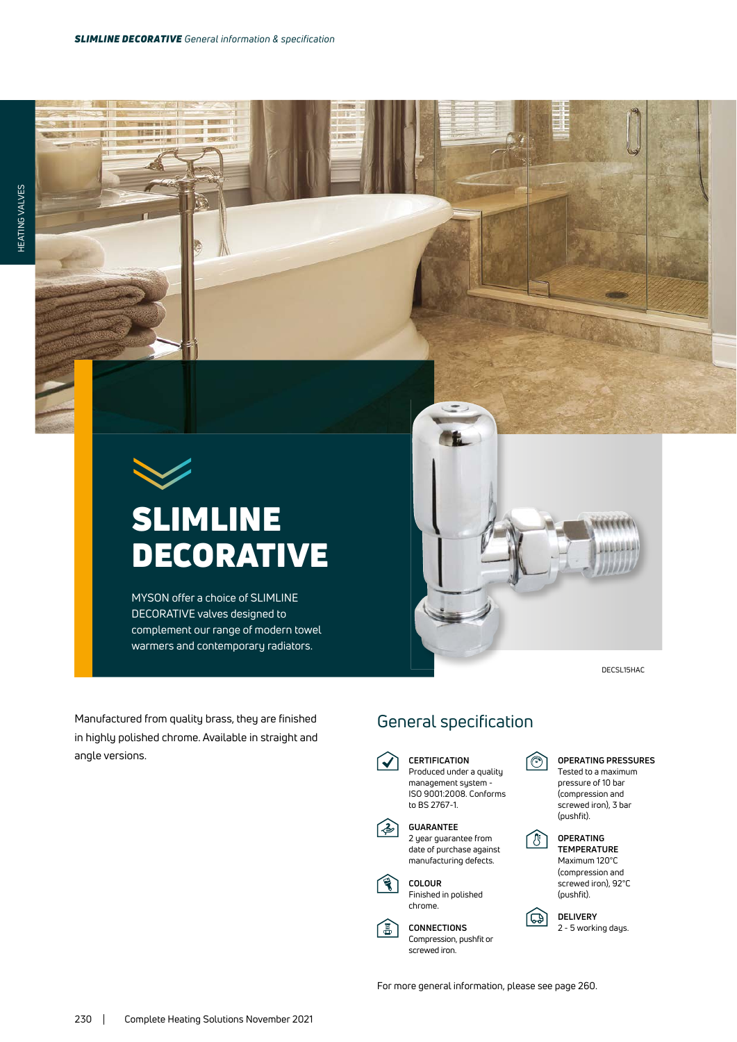# SLIMLINE DECORATIVE

MYSON offer a choice of SLIMLINE DECORATIVE valves designed to complement our range of modern towel warmers and contemporary radiators.

DECSL15HAC

Manufactured from quality brass, they are finished in highly polished chrome. Available in straight and angle versions.

## General specification

**CERTIFICATION**
Produced under a quality management system - ISO 9001:2008. Conforms to BS 2767-1.

**GUARANTEE**
2 year guarantee from date of purchase against manufacturing defects.

**COLOUR**
Finished in polished chrome.

**CONNECTIONS**
Compression, pushfit or screwed iron.

**OPERATING PRESSURES**
Tested to a maximum pressure of 10 bar (compression and screwed iron), 3 bar (pushfit).

**OPERATING TEMPERATURE**
Maximum 120°C (compression and screwed iron), 92°C (pushfit).

**DELIVERY**
2 - 5 working days.

For more general information, please see page 260.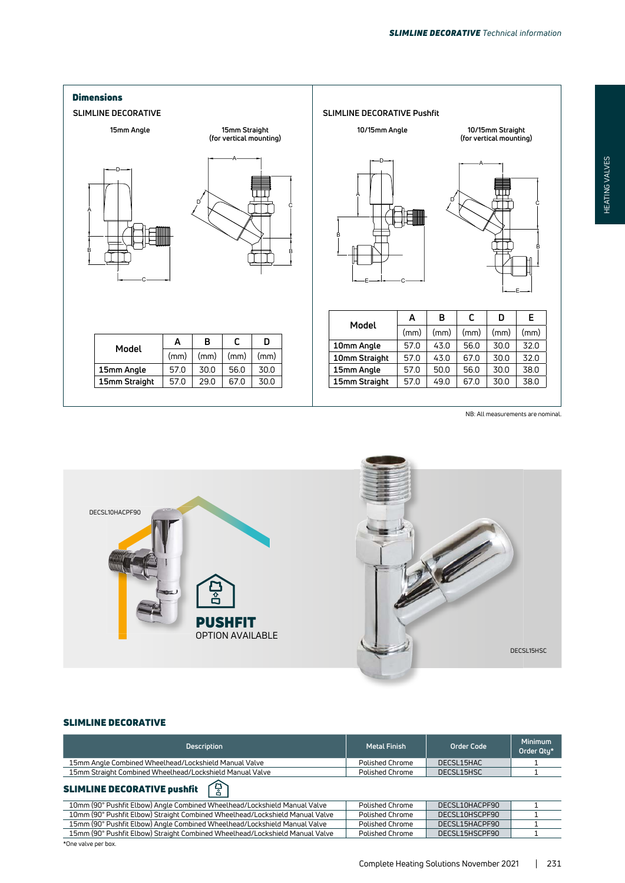## Dimensions

### SLIMLINE DECORATIVE

15mm Angle

15mm Straight (for vertical mounting)

| Model | A | B | C | D |
|---|---|---|---|---|
| | (mm) | (mm) | (mm) | (mm) |
| 15mm Angle | 57.0 | 30.0 | 56.0 | 30.0 |
| 15mm Straight | 57.0 | 29.0 | 67.0 | 30.0 |

### SLIMLINE DECORATIVE Pushfit

10/15mm Angle

10/15mm Straight (for vertical mounting)

| Model | A | B | C | D | E |
|---|---|---|---|---|---|
| | (mm) | (mm) | (mm) | (mm) | (mm) |
| 10mm Angle | 57.0 | 43.0 | 56.0 | 30.0 | 32.0 |
| 10mm Straight | 57.0 | 43.0 | 67.0 | 30.0 | 32.0 |
| 15mm Angle | 57.0 | 50.0 | 56.0 | 30.0 | 38.0 |
| 15mm Straight | 57.0 | 49.0 | 67.0 | 30.0 | 38.0 |

NB: All measurements are nominal.

DECSL10HACPF90

**PUSHFIT**
OPTION AVAILABLE

DECSL15HSC

## SLIMLINE DECORATIVE

| Description | Metal Finish | Order Code | Minimum Order Qty* |
|---|---|---|---|
| 15mm Angle Combined Wheelhead/Lockshield Manual Valve | Polished Chrome | DECSL15HAC | 1 |
| 15mm Straight Combined Wheelhead/Lockshield Manual Valve | Polished Chrome | DECSL15HSC | 1 |

## SLIMLINE DECORATIVE pushfit

| Description | Metal Finish | Order Code | Minimum Order Qty* |
|---|---|---|---|
| 10mm (90° Pushfit Elbow) Angle Combined Wheelhead/Lockshield Manual Valve | Polished Chrome | DECSL10HACPF90 | 1 |
| 10mm (90° Pushfit Elbow) Straight Combined Wheelhead/Lockshield Manual Valve | Polished Chrome | DECSL10HSCPF90 | 1 |
| 15mm (90° Pushfit Elbow) Angle Combined Wheelhead/Lockshield Manual Valve | Polished Chrome | DECSL15HACPF90 | 1 |
| 15mm (90° Pushfit Elbow) Straight Combined Wheelhead/Lockshield Manual Valve | Polished Chrome | DECSL15HSCPF90 | 1 |

*One valve per box.